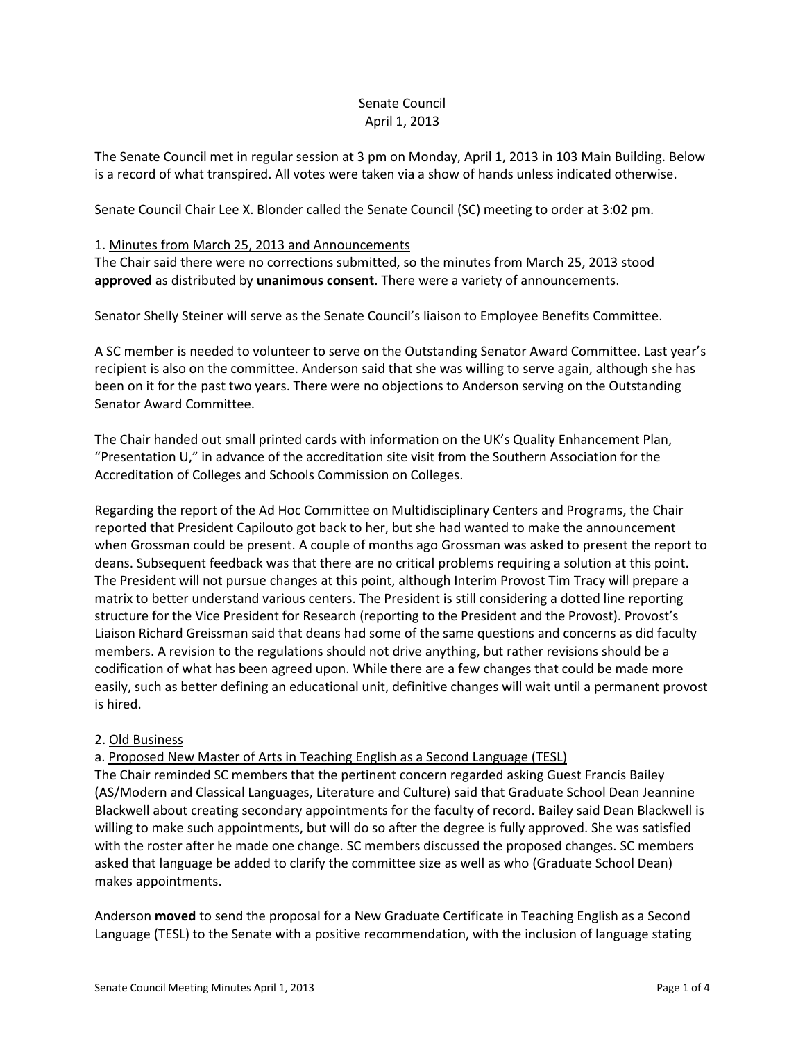Senate Council
April 1, 2013

The Senate Council met in regular session at 3 pm on Monday, April 1, 2013 in 103 Main Building. Below is a record of what transpired. All votes were taken via a show of hands unless indicated otherwise.

Senate Council Chair Lee X. Blonder called the Senate Council (SC) meeting to order at 3:02 pm.

1. Minutes from March 25, 2013 and Announcements

The Chair said there were no corrections submitted, so the minutes from March 25, 2013 stood **approved** as distributed by **unanimous consent**. There were a variety of announcements.

Senator Shelly Steiner will serve as the Senate Council's liaison to Employee Benefits Committee.

A SC member is needed to volunteer to serve on the Outstanding Senator Award Committee. Last year's recipient is also on the committee. Anderson said that she was willing to serve again, although she has been on it for the past two years. There were no objections to Anderson serving on the Outstanding Senator Award Committee.

The Chair handed out small printed cards with information on the UK's Quality Enhancement Plan, "Presentation U," in advance of the accreditation site visit from the Southern Association for the Accreditation of Colleges and Schools Commission on Colleges.

Regarding the report of the Ad Hoc Committee on Multidisciplinary Centers and Programs, the Chair reported that President Capilouto got back to her, but she had wanted to make the announcement when Grossman could be present. A couple of months ago Grossman was asked to present the report to deans. Subsequent feedback was that there are no critical problems requiring a solution at this point. The President will not pursue changes at this point, although Interim Provost Tim Tracy will prepare a matrix to better understand various centers. The President is still considering a dotted line reporting structure for the Vice President for Research (reporting to the President and the Provost). Provost's Liaison Richard Greissman said that deans had some of the same questions and concerns as did faculty members. A revision to the regulations should not drive anything, but rather revisions should be a codification of what has been agreed upon. While there are a few changes that could be made more easily, such as better defining an educational unit, definitive changes will wait until a permanent provost is hired.

2. Old Business

a. Proposed New Master of Arts in Teaching English as a Second Language (TESL)

The Chair reminded SC members that the pertinent concern regarded asking Guest Francis Bailey (AS/Modern and Classical Languages, Literature and Culture) said that Graduate School Dean Jeannine Blackwell about creating secondary appointments for the faculty of record. Bailey said Dean Blackwell is willing to make such appointments, but will do so after the degree is fully approved. She was satisfied with the roster after he made one change. SC members discussed the proposed changes. SC members asked that language be added to clarify the committee size as well as who (Graduate School Dean) makes appointments.

Anderson **moved** to send the proposal for a New Graduate Certificate in Teaching English as a Second Language (TESL) to the Senate with a positive recommendation, with the inclusion of language stating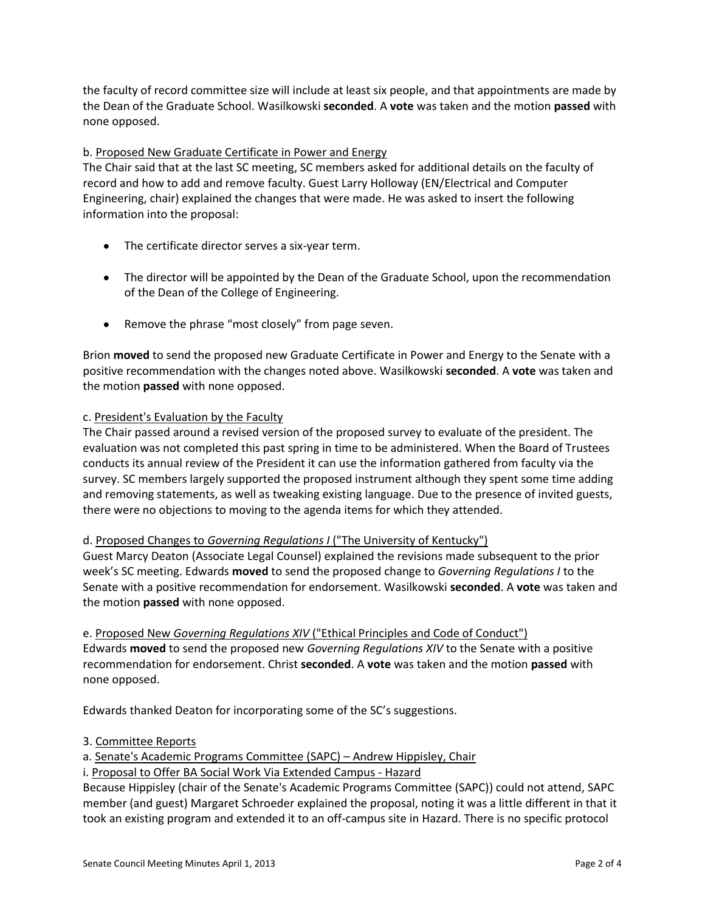the faculty of record committee size will include at least six people, and that appointments are made by the Dean of the Graduate School. Wasilkowski **seconded**. A **vote** was taken and the motion **passed** with none opposed.

b. Proposed New Graduate Certificate in Power and Energy

The Chair said that at the last SC meeting, SC members asked for additional details on the faculty of record and how to add and remove faculty. Guest Larry Holloway (EN/Electrical and Computer Engineering, chair) explained the changes that were made. He was asked to insert the following information into the proposal:

- The certificate director serves a six-year term.
- The director will be appointed by the Dean of the Graduate School, upon the recommendation of the Dean of the College of Engineering.
- Remove the phrase "most closely" from page seven.

Brion **moved** to send the proposed new Graduate Certificate in Power and Energy to the Senate with a positive recommendation with the changes noted above. Wasilkowski **seconded**. A **vote** was taken and the motion **passed** with none opposed.

c. President's Evaluation by the Faculty

The Chair passed around a revised version of the proposed survey to evaluate of the president. The evaluation was not completed this past spring in time to be administered. When the Board of Trustees conducts its annual review of the President it can use the information gathered from faculty via the survey. SC members largely supported the proposed instrument although they spent some time adding and removing statements, as well as tweaking existing language. Due to the presence of invited guests, there were no objections to moving to the agenda items for which they attended.

d. Proposed Changes to *Governing Regulations I* ("The University of Kentucky")

Guest Marcy Deaton (Associate Legal Counsel) explained the revisions made subsequent to the prior week's SC meeting. Edwards **moved** to send the proposed change to *Governing Regulations I* to the Senate with a positive recommendation for endorsement. Wasilkowski **seconded**. A **vote** was taken and the motion **passed** with none opposed.

e. Proposed New *Governing Regulations XIV* ("Ethical Principles and Code of Conduct")

Edwards **moved** to send the proposed new *Governing Regulations XIV* to the Senate with a positive recommendation for endorsement. Christ **seconded**. A **vote** was taken and the motion **passed** with none opposed.

Edwards thanked Deaton for incorporating some of the SC's suggestions.

3. Committee Reports

a. Senate's Academic Programs Committee (SAPC) – Andrew Hippisley, Chair

i. Proposal to Offer BA Social Work Via Extended Campus - Hazard

Because Hippisley (chair of the Senate's Academic Programs Committee (SAPC)) could not attend, SAPC member (and guest) Margaret Schroeder explained the proposal, noting it was a little different in that it took an existing program and extended it to an off-campus site in Hazard. There is no specific protocol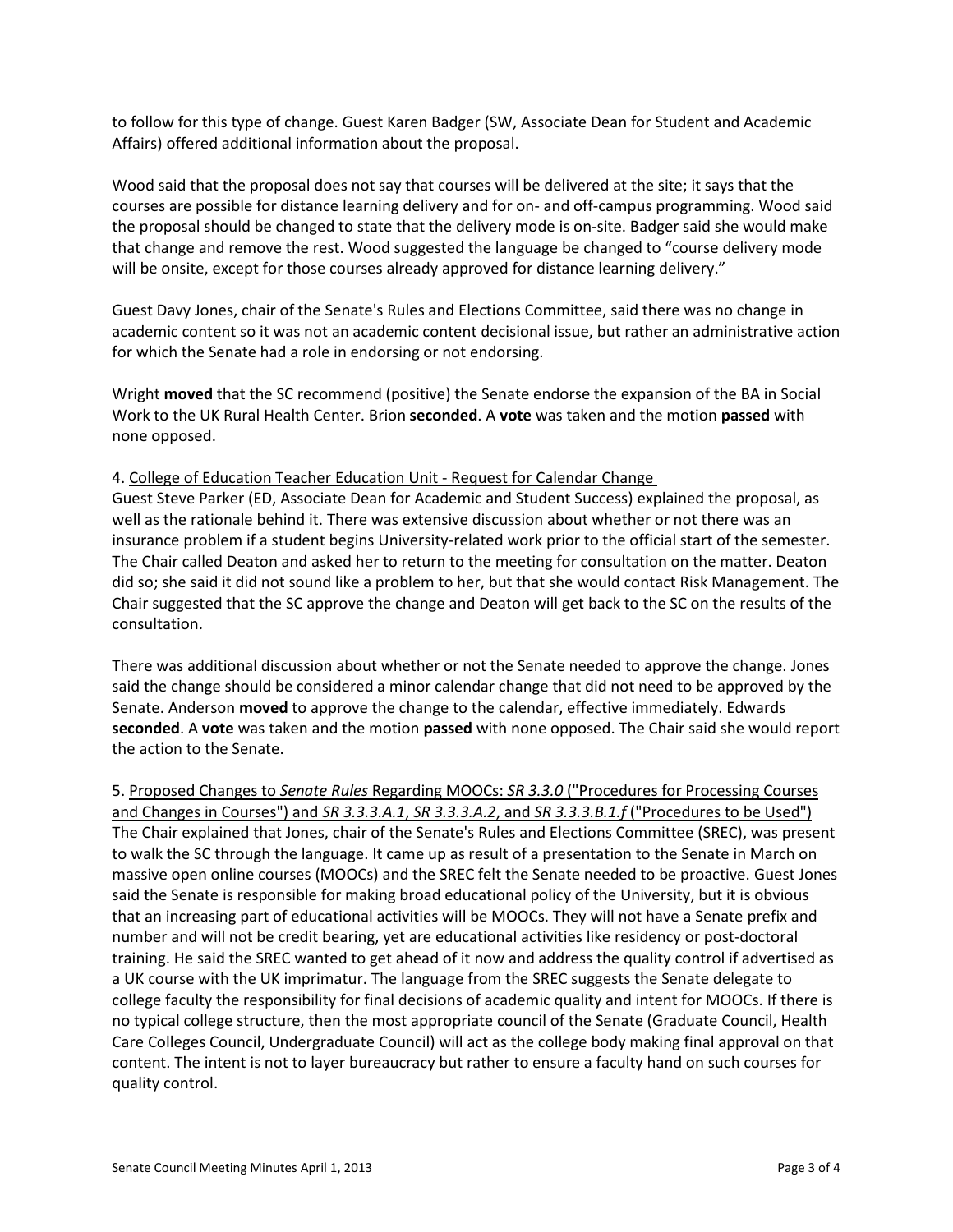to follow for this type of change. Guest Karen Badger (SW, Associate Dean for Student and Academic Affairs) offered additional information about the proposal.

Wood said that the proposal does not say that courses will be delivered at the site; it says that the courses are possible for distance learning delivery and for on- and off-campus programming. Wood said the proposal should be changed to state that the delivery mode is on-site. Badger said she would make that change and remove the rest. Wood suggested the language be changed to "course delivery mode will be onsite, except for those courses already approved for distance learning delivery."

Guest Davy Jones, chair of the Senate's Rules and Elections Committee, said there was no change in academic content so it was not an academic content decisional issue, but rather an administrative action for which the Senate had a role in endorsing or not endorsing.

Wright **moved** that the SC recommend (positive) the Senate endorse the expansion of the BA in Social Work to the UK Rural Health Center. Brion **seconded**. A **vote** was taken and the motion **passed** with none opposed.

4. College of Education Teacher Education Unit - Request for Calendar Change
Guest Steve Parker (ED, Associate Dean for Academic and Student Success) explained the proposal, as well as the rationale behind it. There was extensive discussion about whether or not there was an insurance problem if a student begins University-related work prior to the official start of the semester. The Chair called Deaton and asked her to return to the meeting for consultation on the matter. Deaton did so; she said it did not sound like a problem to her, but that she would contact Risk Management. The Chair suggested that the SC approve the change and Deaton will get back to the SC on the results of the consultation.

There was additional discussion about whether or not the Senate needed to approve the change. Jones said the change should be considered a minor calendar change that did not need to be approved by the Senate. Anderson **moved** to approve the change to the calendar, effective immediately. Edwards **seconded**. A **vote** was taken and the motion **passed** with none opposed. The Chair said she would report the action to the Senate.

5. Proposed Changes to *Senate Rules* Regarding MOOCs: *SR 3.3.0* ("Procedures for Processing Courses and Changes in Courses") and *SR 3.3.3.A.1*, *SR 3.3.3.A.2*, and *SR 3.3.3.B.1.f* ("Procedures to be Used")
The Chair explained that Jones, chair of the Senate's Rules and Elections Committee (SREC), was present to walk the SC through the language. It came up as result of a presentation to the Senate in March on massive open online courses (MOOCs) and the SREC felt the Senate needed to be proactive. Guest Jones said the Senate is responsible for making broad educational policy of the University, but it is obvious that an increasing part of educational activities will be MOOCs. They will not have a Senate prefix and number and will not be credit bearing, yet are educational activities like residency or post-doctoral training. He said the SREC wanted to get ahead of it now and address the quality control if advertised as a UK course with the UK imprimatur. The language from the SREC suggests the Senate delegate to college faculty the responsibility for final decisions of academic quality and intent for MOOCs. If there is no typical college structure, then the most appropriate council of the Senate (Graduate Council, Health Care Colleges Council, Undergraduate Council) will act as the college body making final approval on that content. The intent is not to layer bureaucracy but rather to ensure a faculty hand on such courses for quality control.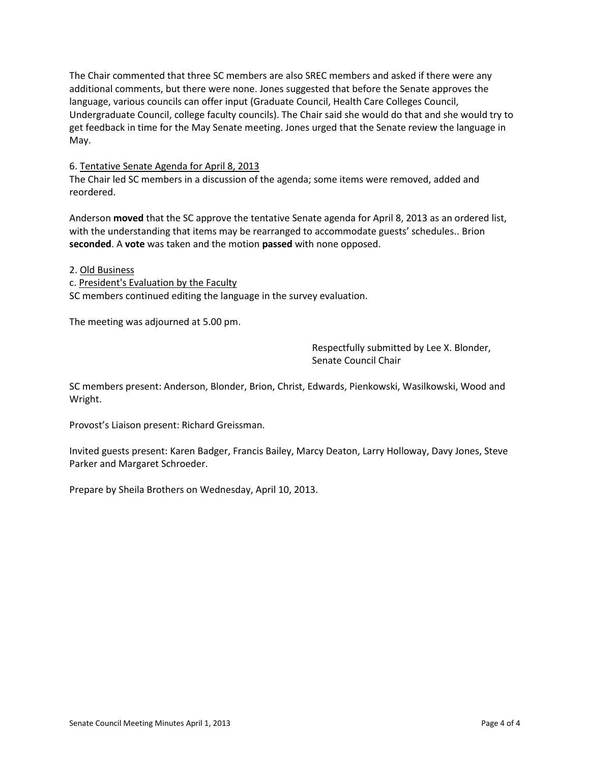The Chair commented that three SC members are also SREC members and asked if there were any additional comments, but there were none. Jones suggested that before the Senate approves the language, various councils can offer input (Graduate Council, Health Care Colleges Council, Undergraduate Council, college faculty councils). The Chair said she would do that and she would try to get feedback in time for the May Senate meeting. Jones urged that the Senate review the language in May.

6. <u>Tentative Senate Agenda for April 8, 2013</u>
The Chair led SC members in a discussion of the agenda; some items were removed, added and reordered.

Anderson **moved** that the SC approve the tentative Senate agenda for April 8, 2013 as an ordered list, with the understanding that items may be rearranged to accommodate guests' schedules.. Brion **seconded**. A **vote** was taken and the motion **passed** with none opposed.

2. <u>Old Business</u>
c. <u>President's Evaluation by the Faculty</u>
SC members continued editing the language in the survey evaluation.

The meeting was adjourned at 5.00 pm.

Respectfully submitted by Lee X. Blonder,
Senate Council Chair

SC members present: Anderson, Blonder, Brion, Christ, Edwards, Pienkowski, Wasilkowski, Wood and Wright.

Provost's Liaison present: Richard Greissman.

Invited guests present: Karen Badger, Francis Bailey, Marcy Deaton, Larry Holloway, Davy Jones, Steve Parker and Margaret Schroeder.

Prepare by Sheila Brothers on Wednesday, April 10, 2013.